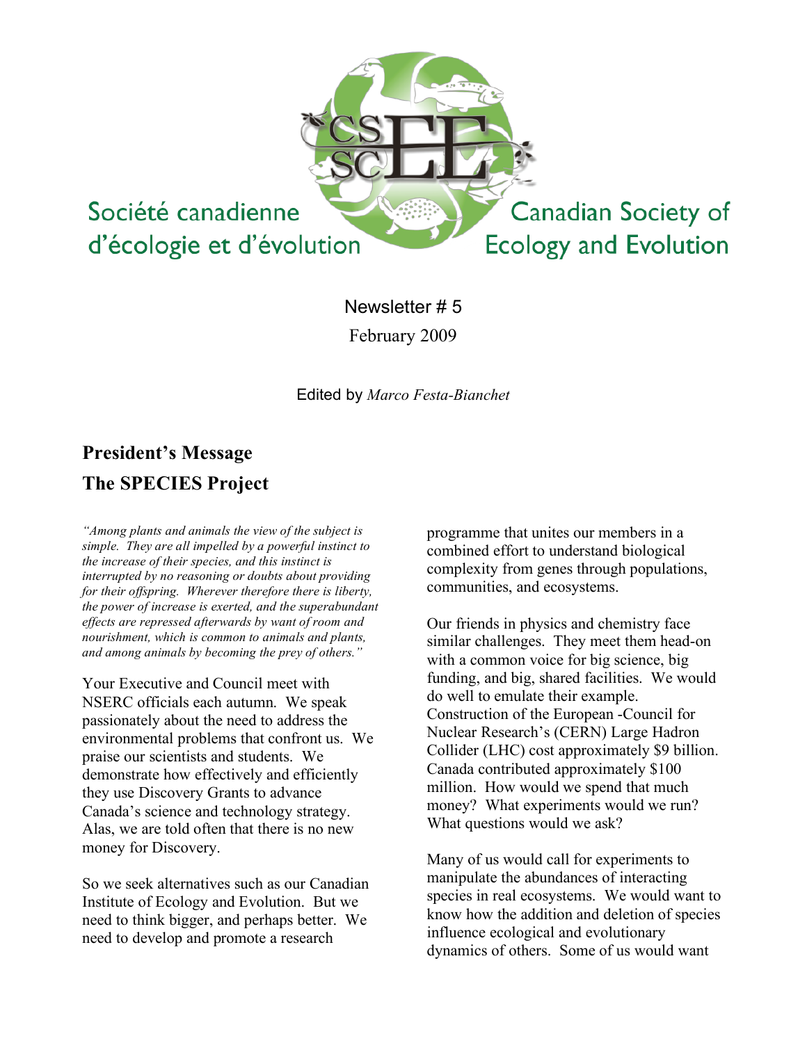Société canadienne d'écologie et d'évolution

Canadian Society of Ecology and Evolution

Newsletter # 5

February 2009

Edited by *Marco Festa-Bianchet*

## President's Message

## The SPECIES Project

*"Among plants and animals the view of the subject is simple. They are all impelled by a powerful instinct to the increase of their species, and this instinct is interrupted by no reasoning or doubts about providing for their offspring. Wherever therefore there is liberty, the power of increase is exerted, and the superabundant effects are repressed afterwards by want of room and nourishment, which is common to animals and plants, and among animals by becoming the prey of others."*

Your Executive and Council meet with NSERC officials each autumn. We speak passionately about the need to address the environmental problems that confront us. We praise our scientists and students. We demonstrate how effectively and efficiently they use Discovery Grants to advance Canada's science and technology strategy. Alas, we are told often that there is no new money for Discovery.

So we seek alternatives such as our Canadian Institute of Ecology and Evolution. But we need to think bigger, and perhaps better. We need to develop and promote a research programme that unites our members in a combined effort to understand biological complexity from genes through populations, communities, and ecosystems.

Our friends in physics and chemistry face similar challenges. They meet them head-on with a common voice for big science, big funding, and big, shared facilities. We would do well to emulate their example. Construction of the European -Council for Nuclear Research's (CERN) Large Hadron Collider (LHC) cost approximately $9 billion. Canada contributed approximately $100 million. How would we spend that much money? What experiments would we run? What questions would we ask?

Many of us would call for experiments to manipulate the abundances of interacting species in real ecosystems. We would want to know how the addition and deletion of species influence ecological and evolutionary dynamics of others. Some of us would want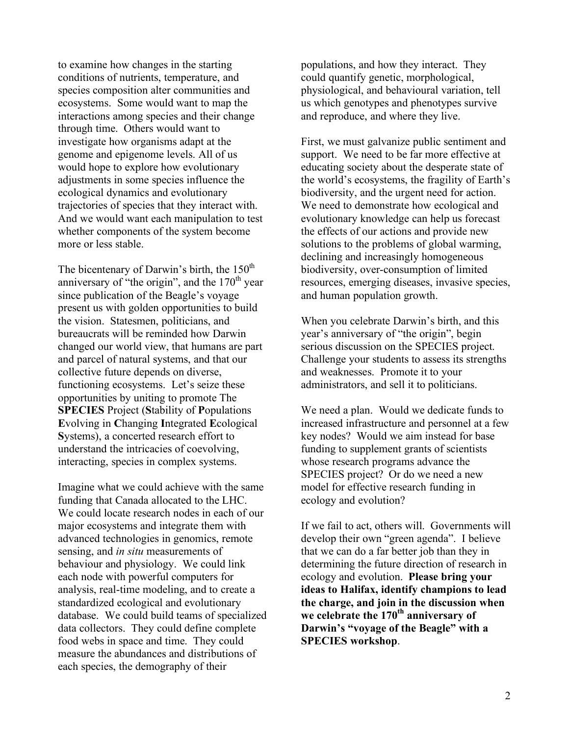to examine how changes in the starting conditions of nutrients, temperature, and species composition alter communities and ecosystems. Some would want to map the interactions among species and their change through time. Others would want to investigate how organisms adapt at the genome and epigenome levels. All of us would hope to explore how evolutionary adjustments in some species influence the ecological dynamics and evolutionary trajectories of species that they interact with. And we would want each manipulation to test whether components of the system become more or less stable.

The bicentenary of Darwin's birth, the 150th anniversary of "the origin", and the 170th year since publication of the Beagle's voyage present us with golden opportunities to build the vision. Statesmen, politicians, and bureaucrats will be reminded how Darwin changed our world view, that humans are part and parcel of natural systems, and that our collective future depends on diverse, functioning ecosystems. Let's seize these opportunities by uniting to promote The **SPECIES** Project (**S**tability of **P**opulations **E**volving in **C**hanging **I**ntegrated **E**cological **S**ystems), a concerted research effort to understand the intricacies of coevolving, interacting, species in complex systems.

Imagine what we could achieve with the same funding that Canada allocated to the LHC. We could locate research nodes in each of our major ecosystems and integrate them with advanced technologies in genomics, remote sensing, and *in situ* measurements of behaviour and physiology. We could link each node with powerful computers for analysis, real-time modeling, and to create a standardized ecological and evolutionary database. We could build teams of specialized data collectors. They could define complete food webs in space and time. They could measure the abundances and distributions of each species, the demography of their populations, and how they interact. They could quantify genetic, morphological, physiological, and behavioural variation, tell us which genotypes and phenotypes survive and reproduce, and where they live.

First, we must galvanize public sentiment and support. We need to be far more effective at educating society about the desperate state of the world's ecosystems, the fragility of Earth's biodiversity, and the urgent need for action. We need to demonstrate how ecological and evolutionary knowledge can help us forecast the effects of our actions and provide new solutions to the problems of global warming, declining and increasingly homogeneous biodiversity, over-consumption of limited resources, emerging diseases, invasive species, and human population growth.

When you celebrate Darwin's birth, and this year's anniversary of "the origin", begin serious discussion on the SPECIES project. Challenge your students to assess its strengths and weaknesses. Promote it to your administrators, and sell it to politicians.

We need a plan. Would we dedicate funds to increased infrastructure and personnel at a few key nodes? Would we aim instead for base funding to supplement grants of scientists whose research programs advance the SPECIES project? Or do we need a new model for effective research funding in ecology and evolution?

If we fail to act, others will. Governments will develop their own "green agenda". I believe that we can do a far better job than they in determining the future direction of research in ecology and evolution. **Please bring your ideas to Halifax, identify champions to lead the charge, and join in the discussion when we celebrate the 170th anniversary of Darwin's "voyage of the Beagle" with a SPECIES workshop**.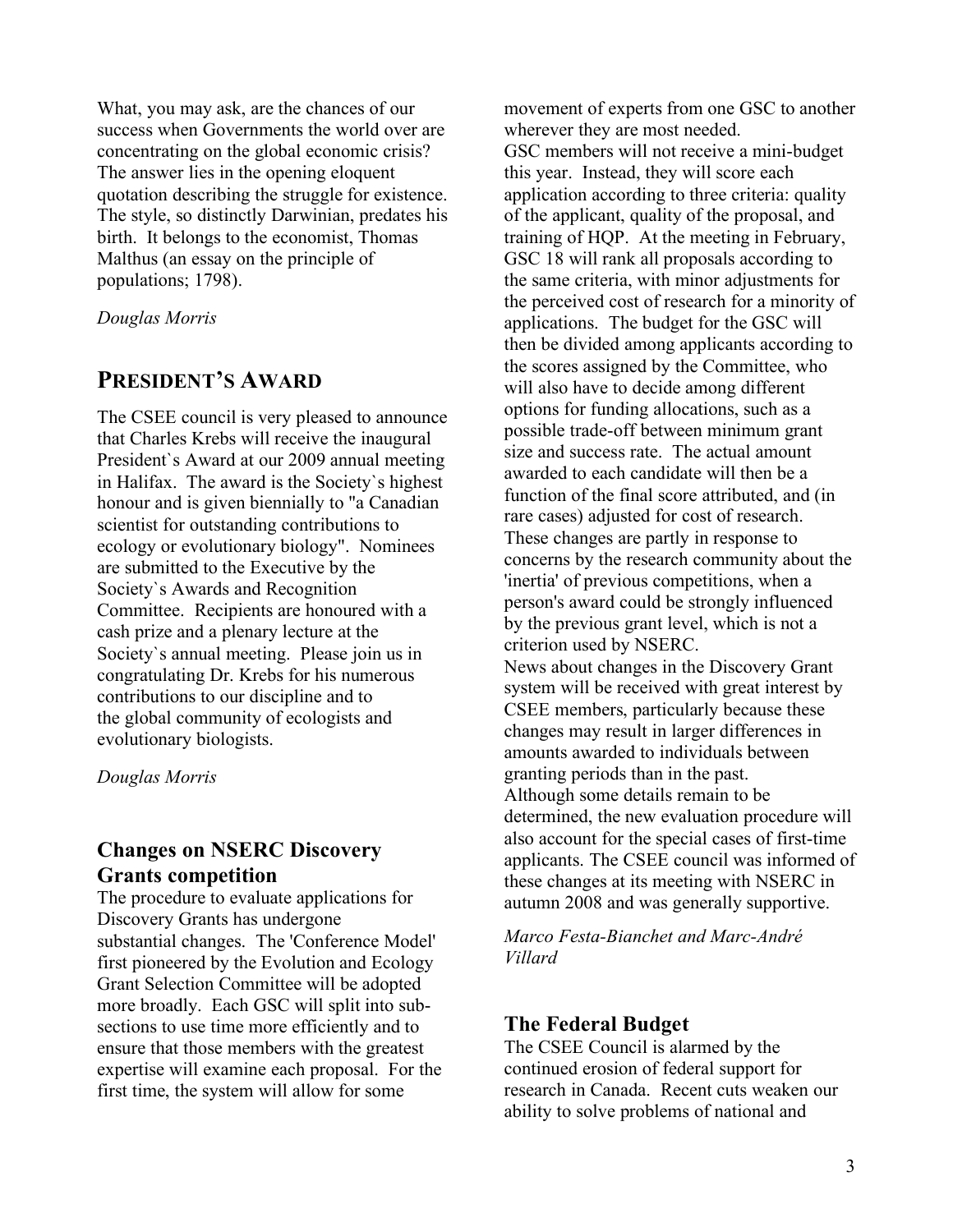What, you may ask, are the chances of our success when Governments the world over are concentrating on the global economic crisis? The answer lies in the opening eloquent quotation describing the struggle for existence. The style, so distinctly Darwinian, predates his birth. It belongs to the economist, Thomas Malthus (an essay on the principle of populations; 1798).

*Douglas Morris*

## President's Award

The CSEE council is very pleased to announce that Charles Krebs will receive the inaugural President`s Award at our 2009 annual meeting in Halifax. The award is the Society`s highest honour and is given biennially to "a Canadian scientist for outstanding contributions to ecology or evolutionary biology". Nominees are submitted to the Executive by the Society`s Awards and Recognition Committee. Recipients are honoured with a cash prize and a plenary lecture at the Society`s annual meeting. Please join us in congratulating Dr. Krebs for his numerous contributions to our discipline and to the global community of ecologists and evolutionary biologists.

*Douglas Morris*

### Changes on NSERC Discovery Grants competition

The procedure to evaluate applications for Discovery Grants has undergone substantial changes. The 'Conference Model' first pioneered by the Evolution and Ecology Grant Selection Committee will be adopted more broadly. Each GSC will split into sub-sections to use time more efficiently and to ensure that those members with the greatest expertise will examine each proposal. For the first time, the system will allow for some movement of experts from one GSC to another wherever they are most needed.

GSC members will not receive a mini-budget this year. Instead, they will score each application according to three criteria: quality of the applicant, quality of the proposal, and training of HQP. At the meeting in February, GSC 18 will rank all proposals according to the same criteria, with minor adjustments for the perceived cost of research for a minority of applications. The budget for the GSC will then be divided among applicants according to the scores assigned by the Committee, who will also have to decide among different options for funding allocations, such as a possible trade-off between minimum grant size and success rate. The actual amount awarded to each candidate will then be a function of the final score attributed, and (in rare cases) adjusted for cost of research. These changes are partly in response to concerns by the research community about the 'inertia' of previous competitions, when a person's award could be strongly influenced by the previous grant level, which is not a criterion used by NSERC.

News about changes in the Discovery Grant system will be received with great interest by CSEE members, particularly because these changes may result in larger differences in amounts awarded to individuals between granting periods than in the past.

Although some details remain to be determined, the new evaluation procedure will also account for the special cases of first-time applicants. The CSEE council was informed of these changes at its meeting with NSERC in autumn 2008 and was generally supportive.

*Marco Festa-Bianchet and Marc-André Villard*

### The Federal Budget

The CSEE Council is alarmed by the continued erosion of federal support for research in Canada. Recent cuts weaken our ability to solve problems of national and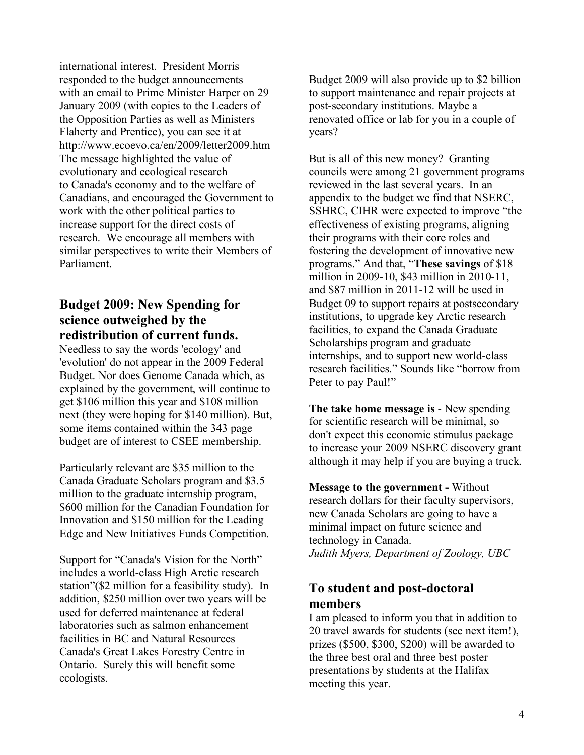international interest. President Morris responded to the budget announcements with an email to Prime Minister Harper on 29 January 2009 (with copies to the Leaders of the Opposition Parties as well as Ministers Flaherty and Prentice), you can see it at http://www.ecoevo.ca/en/2009/letter2009.htm The message highlighted the value of evolutionary and ecological research to Canada's economy and to the welfare of Canadians, and encouraged the Government to work with the other political parties to increase support for the direct costs of research. We encourage all members with similar perspectives to write their Members of Parliament.

## Budget 2009: New Spending for science outweighed by the redistribution of current funds.

Needless to say the words 'ecology' and 'evolution' do not appear in the 2009 Federal Budget. Nor does Genome Canada which, as explained by the government, will continue to get $106 million this year and $108 million next (they were hoping for $140 million). But, some items contained within the 343 page budget are of interest to CSEE membership.

Particularly relevant are $35 million to the Canada Graduate Scholars program and $3.5 million to the graduate internship program, $600 million for the Canadian Foundation for Innovation and $150 million for the Leading Edge and New Initiatives Funds Competition.

Support for "Canada's Vision for the North" includes a world-class High Arctic research station"($2 million for a feasibility study). In addition, $250 million over two years will be used for deferred maintenance at federal laboratories such as salmon enhancement facilities in BC and Natural Resources Canada's Great Lakes Forestry Centre in Ontario. Surely this will benefit some ecologists.

Budget 2009 will also provide up to $2 billion to support maintenance and repair projects at post-secondary institutions. Maybe a renovated office or lab for you in a couple of years?

But is all of this new money? Granting councils were among 21 government programs reviewed in the last several years. In an appendix to the budget we find that NSERC, SSHRC, CIHR were expected to improve "the effectiveness of existing programs, aligning their programs with their core roles and fostering the development of innovative new programs." And that, "**These savings** of $18 million in 2009-10, $43 million in 2010-11, and $87 million in 2011-12 will be used in Budget 09 to support repairs at postsecondary institutions, to upgrade key Arctic research facilities, to expand the Canada Graduate Scholarships program and graduate internships, and to support new world-class research facilities." Sounds like "borrow from Peter to pay Paul!"

**The take home message is** - New spending for scientific research will be minimal, so don't expect this economic stimulus package to increase your 2009 NSERC discovery grant although it may help if you are buying a truck.

**Message to the government -** Without research dollars for their faculty supervisors, new Canada Scholars are going to have a minimal impact on future science and technology in Canada.

*Judith Myers, Department of Zoology, UBC*

## To student and post-doctoral members

I am pleased to inform you that in addition to 20 travel awards for students (see next item!), prizes ($500, $300, $200) will be awarded to the three best oral and three best poster presentations by students at the Halifax meeting this year.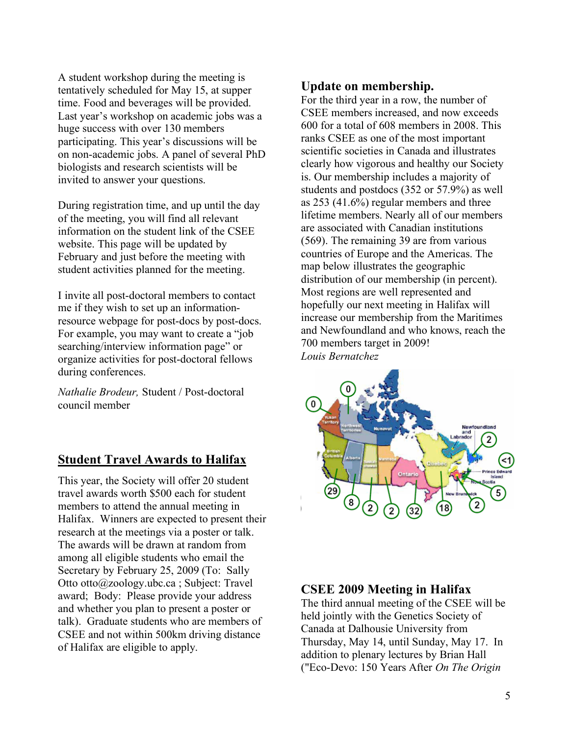A student workshop during the meeting is tentatively scheduled for May 15, at supper time. Food and beverages will be provided. Last year's workshop on academic jobs was a huge success with over 130 members participating. This year's discussions will be on non-academic jobs. A panel of several PhD biologists and research scientists will be invited to answer your questions.

During registration time, and up until the day of the meeting, you will find all relevant information on the student link of the CSEE website. This page will be updated by February and just before the meeting with student activities planned for the meeting.

I invite all post-doctoral members to contact me if they wish to set up an information-resource webpage for post-docs by post-docs. For example, you may want to create a "job searching/interview information page" or organize activities for post-doctoral fellows during conferences.

*Nathalie Brodeur,* Student / Post-doctoral council member

## Student Travel Awards to Halifax

This year, the Society will offer 20 student travel awards worth $500 each for student members to attend the annual meeting in Halifax. Winners are expected to present their research at the meetings via a poster or talk. The awards will be drawn at random from among all eligible students who email the Secretary by February 25, 2009 (To: Sally Otto otto@zoology.ubc.ca ; Subject: Travel award; Body: Please provide your address and whether you plan to present a poster or talk). Graduate students who are members of CSEE and not within 500km driving distance of Halifax are eligible to apply.

## Update on membership.

For the third year in a row, the number of CSEE members increased, and now exceeds 600 for a total of 608 members in 2008. This ranks CSEE as one of the most important scientific societies in Canada and illustrates clearly how vigorous and healthy our Society is. Our membership includes a majority of students and postdocs (352 or 57.9%) as well as 253 (41.6%) regular members and three lifetime members. Nearly all of our members are associated with Canadian institutions (569). The remaining 39 are from various countries of Europe and the Americas. The map below illustrates the geographic distribution of our membership (in percent). Most regions are well represented and hopefully our next meeting in Halifax will increase our membership from the Maritimes and Newfoundland and who knows, reach the 700 members target in 2009!

*Louis Bernatchez*

Yukon Territory: 0; Northwest Territories: 0; Nunavut; British Columbia: 29; Alberta: 8; Saskatchewan: 2; Manitoba: 2; Ontario: 32; Quebec: 18; New Brunswick: 2; Nova Scotia: 5; Prince Edward Island: <1; Newfoundland and Labrador: 2

## CSEE 2009 Meeting in Halifax

The third annual meeting of the CSEE will be held jointly with the Genetics Society of Canada at Dalhousie University from Thursday, May 14, until Sunday, May 17. In addition to plenary lectures by Brian Hall ("Eco-Devo: 150 Years After *On The Origin*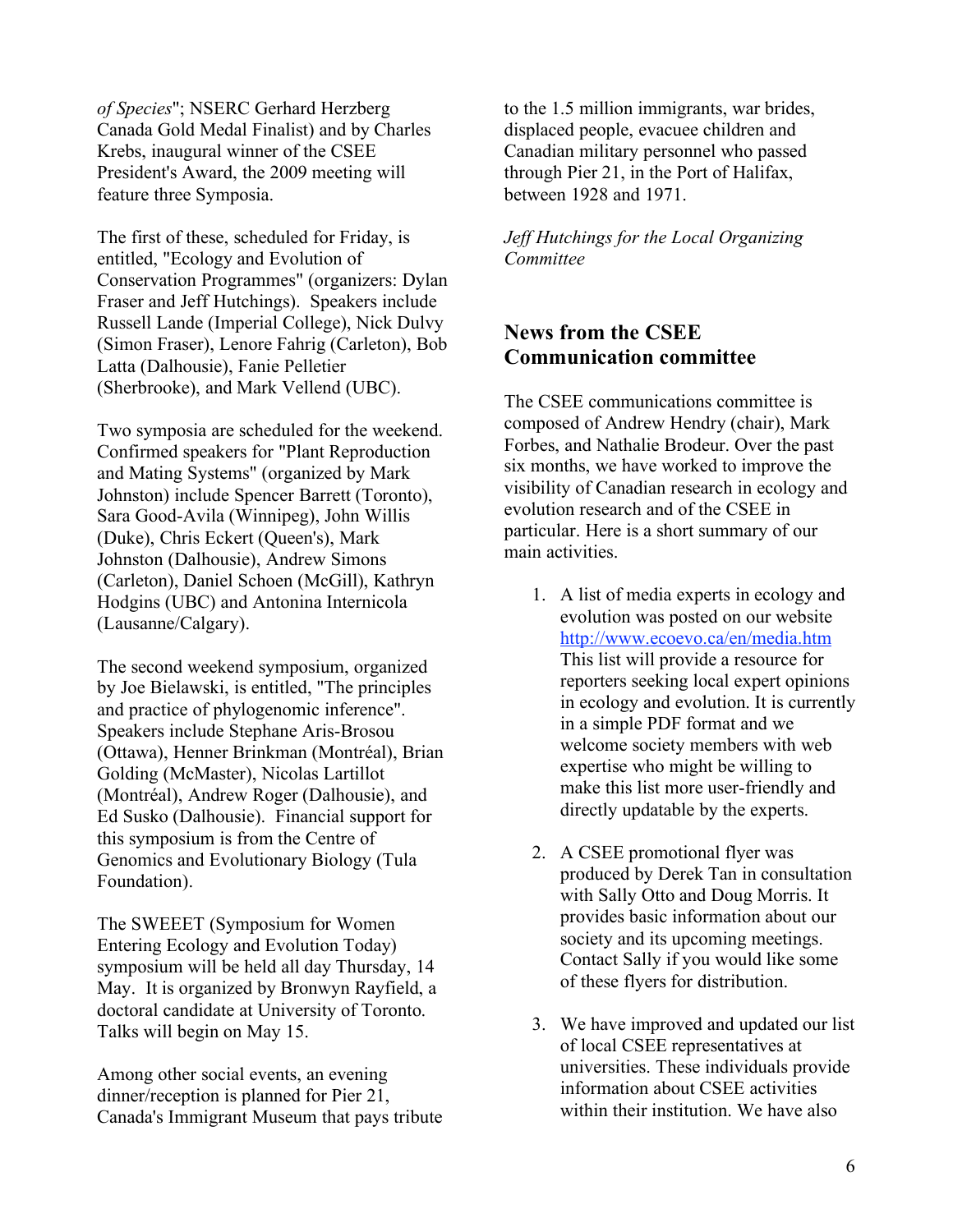*of Species*"; NSERC Gerhard Herzberg Canada Gold Medal Finalist) and by Charles Krebs, inaugural winner of the CSEE President's Award, the 2009 meeting will feature three Symposia.

The first of these, scheduled for Friday, is entitled, "Ecology and Evolution of Conservation Programmes" (organizers: Dylan Fraser and Jeff Hutchings). Speakers include Russell Lande (Imperial College), Nick Dulvy (Simon Fraser), Lenore Fahrig (Carleton), Bob Latta (Dalhousie), Fanie Pelletier (Sherbrooke), and Mark Vellend (UBC).

Two symposia are scheduled for the weekend. Confirmed speakers for "Plant Reproduction and Mating Systems" (organized by Mark Johnston) include Spencer Barrett (Toronto), Sara Good-Avila (Winnipeg), John Willis (Duke), Chris Eckert (Queen's), Mark Johnston (Dalhousie), Andrew Simons (Carleton), Daniel Schoen (McGill), Kathryn Hodgins (UBC) and Antonina Internicola (Lausanne/Calgary).

The second weekend symposium, organized by Joe Bielawski, is entitled, "The principles and practice of phylogenomic inference". Speakers include Stephane Aris-Brosou (Ottawa), Henner Brinkman (Montréal), Brian Golding (McMaster), Nicolas Lartillot (Montréal), Andrew Roger (Dalhousie), and Ed Susko (Dalhousie). Financial support for this symposium is from the Centre of Genomics and Evolutionary Biology (Tula Foundation).

The SWEEET (Symposium for Women Entering Ecology and Evolution Today) symposium will be held all day Thursday, 14 May. It is organized by Bronwyn Rayfield, a doctoral candidate at University of Toronto. Talks will begin on May 15.

Among other social events, an evening dinner/reception is planned for Pier 21, Canada's Immigrant Museum that pays tribute to the 1.5 million immigrants, war brides, displaced people, evacuee children and Canadian military personnel who passed through Pier 21, in the Port of Halifax, between 1928 and 1971.

*Jeff Hutchings for the Local Organizing Committee*

## News from the CSEE Communication committee

The CSEE communications committee is composed of Andrew Hendry (chair), Mark Forbes, and Nathalie Brodeur. Over the past six months, we have worked to improve the visibility of Canadian research in ecology and evolution research and of the CSEE in particular. Here is a short summary of our main activities.

1. A list of media experts in ecology and evolution was posted on our website http://www.ecoevo.ca/en/media.htm This list will provide a resource for reporters seeking local expert opinions in ecology and evolution. It is currently in a simple PDF format and we welcome society members with web expertise who might be willing to make this list more user-friendly and directly updatable by the experts.

2. A CSEE promotional flyer was produced by Derek Tan in consultation with Sally Otto and Doug Morris. It provides basic information about our society and its upcoming meetings. Contact Sally if you would like some of these flyers for distribution.

3. We have improved and updated our list of local CSEE representatives at universities. These individuals provide information about CSEE activities within their institution. We have also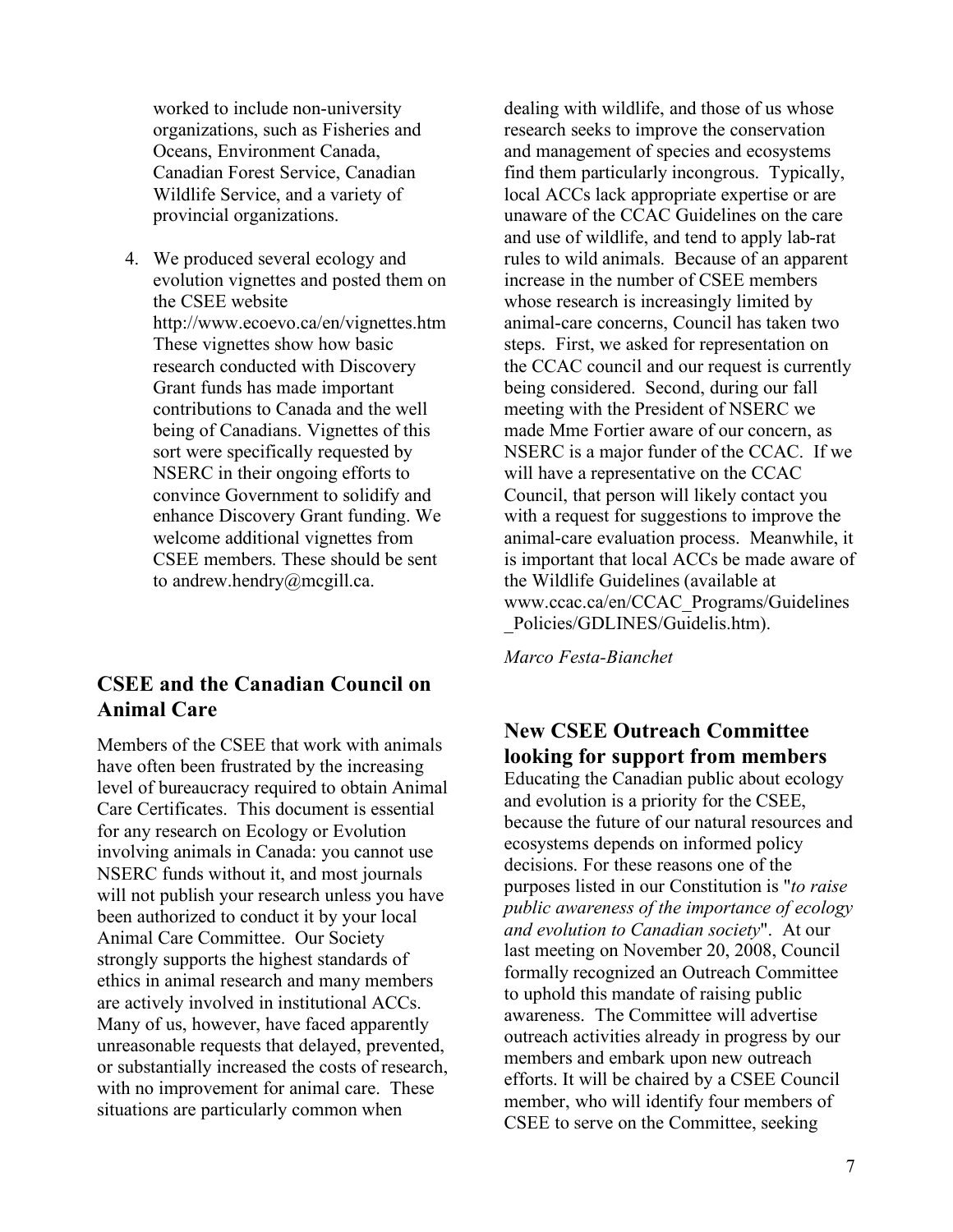worked to include non-university organizations, such as Fisheries and Oceans, Environment Canada, Canadian Forest Service, Canadian Wildlife Service, and a variety of provincial organizations.

4. We produced several ecology and evolution vignettes and posted them on the CSEE website http://www.ecoevo.ca/en/vignettes.htm These vignettes show how basic research conducted with Discovery Grant funds has made important contributions to Canada and the well being of Canadians. Vignettes of this sort were specifically requested by NSERC in their ongoing efforts to convince Government to solidify and enhance Discovery Grant funding. We welcome additional vignettes from CSEE members. These should be sent to andrew.hendry@mcgill.ca.

## CSEE and the Canadian Council on Animal Care

Members of the CSEE that work with animals have often been frustrated by the increasing level of bureaucracy required to obtain Animal Care Certificates. This document is essential for any research on Ecology or Evolution involving animals in Canada: you cannot use NSERC funds without it, and most journals will not publish your research unless you have been authorized to conduct it by your local Animal Care Committee. Our Society strongly supports the highest standards of ethics in animal research and many members are actively involved in institutional ACCs. Many of us, however, have faced apparently unreasonable requests that delayed, prevented, or substantially increased the costs of research, with no improvement for animal care. These situations are particularly common when dealing with wildlife, and those of us whose research seeks to improve the conservation and management of species and ecosystems find them particularly incongrous. Typically, local ACCs lack appropriate expertise or are unaware of the CCAC Guidelines on the care and use of wildlife, and tend to apply lab-rat rules to wild animals. Because of an apparent increase in the number of CSEE members whose research is increasingly limited by animal-care concerns, Council has taken two steps. First, we asked for representation on the CCAC council and our request is currently being considered. Second, during our fall meeting with the President of NSERC we made Mme Fortier aware of our concern, as NSERC is a major funder of the CCAC. If we will have a representative on the CCAC Council, that person will likely contact you with a request for suggestions to improve the animal-care evaluation process. Meanwhile, it is important that local ACCs be made aware of the Wildlife Guidelines (available at www.ccac.ca/en/CCAC_Programs/Guidelines_Policies/GDLINES/Guidelis.htm).

*Marco Festa-Bianchet*

## New CSEE Outreach Committee looking for support from members

Educating the Canadian public about ecology and evolution is a priority for the CSEE, because the future of our natural resources and ecosystems depends on informed policy decisions. For these reasons one of the purposes listed in our Constitution is "*to raise public awareness of the importance of ecology and evolution to Canadian society*". At our last meeting on November 20, 2008, Council formally recognized an Outreach Committee to uphold this mandate of raising public awareness. The Committee will advertise outreach activities already in progress by our members and embark upon new outreach efforts. It will be chaired by a CSEE Council member, who will identify four members of CSEE to serve on the Committee, seeking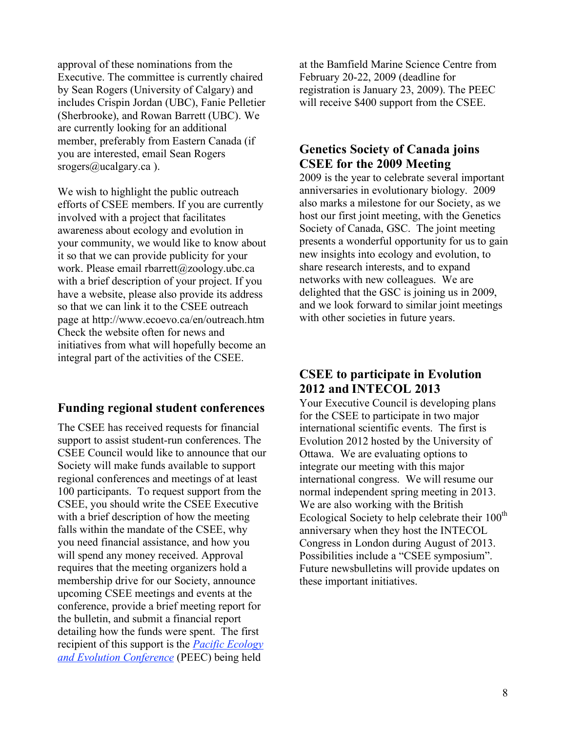approval of these nominations from the Executive. The committee is currently chaired by Sean Rogers (University of Calgary) and includes Crispin Jordan (UBC), Fanie Pelletier (Sherbrooke), and Rowan Barrett (UBC). We are currently looking for an additional member, preferably from Eastern Canada (if you are interested, email Sean Rogers srogers@ucalgary.ca ).

We wish to highlight the public outreach efforts of CSEE members. If you are currently involved with a project that facilitates awareness about ecology and evolution in your community, we would like to know about it so that we can provide publicity for your work. Please email rbarrett@zoology.ubc.ca with a brief description of your project. If you have a website, please also provide its address so that we can link it to the CSEE outreach page at http://www.ecoevo.ca/en/outreach.htm Check the website often for news and initiatives from what will hopefully become an integral part of the activities of the CSEE.

## Funding regional student conferences

The CSEE has received requests for financial support to assist student-run conferences. The CSEE Council would like to announce that our Society will make funds available to support regional conferences and meetings of at least 100 participants. To request support from the CSEE, you should write the CSEE Executive with a brief description of how the meeting falls within the mandate of the CSEE, why you need financial assistance, and how you will spend any money received. Approval requires that the meeting organizers hold a membership drive for our Society, announce upcoming CSEE meetings and events at the conference, provide a brief meeting report for the bulletin, and submit a financial report detailing how the funds were spent. The first recipient of this support is the *Pacific Ecology and Evolution Conference* (PEEC) being held at the Bamfield Marine Science Centre from February 20-22, 2009 (deadline for registration is January 23, 2009). The PEEC will receive $400 support from the CSEE.

## Genetics Society of Canada joins CSEE for the 2009 Meeting

2009 is the year to celebrate several important anniversaries in evolutionary biology. 2009 also marks a milestone for our Society, as we host our first joint meeting, with the Genetics Society of Canada, GSC. The joint meeting presents a wonderful opportunity for us to gain new insights into ecology and evolution, to share research interests, and to expand networks with new colleagues. We are delighted that the GSC is joining us in 2009, and we look forward to similar joint meetings with other societies in future years.

## CSEE to participate in Evolution 2012 and INTECOL 2013

Your Executive Council is developing plans for the CSEE to participate in two major international scientific events. The first is Evolution 2012 hosted by the University of Ottawa. We are evaluating options to integrate our meeting with this major international congress. We will resume our normal independent spring meeting in 2013. We are also working with the British Ecological Society to help celebrate their 100th anniversary when they host the INTECOL Congress in London during August of 2013. Possibilities include a "CSEE symposium". Future newsbulletins will provide updates on these important initiatives.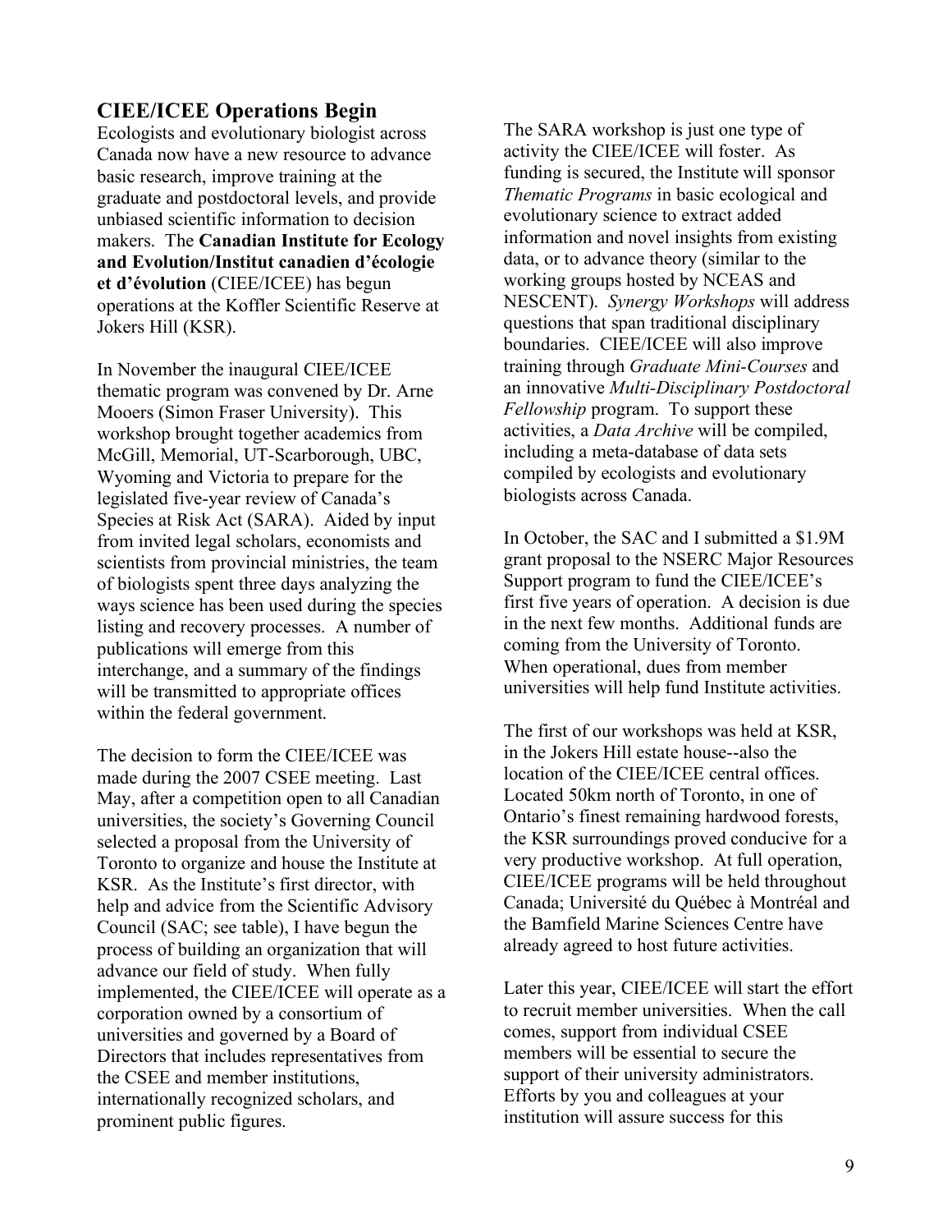## CIEE/ICEE Operations Begin

Ecologists and evolutionary biologist across Canada now have a new resource to advance basic research, improve training at the graduate and postdoctoral levels, and provide unbiased scientific information to decision makers. The **Canadian Institute for Ecology and Evolution/Institut canadien d'écologie et d'évolution** (CIEE/ICEE) has begun operations at the Koffler Scientific Reserve at Jokers Hill (KSR).

In November the inaugural CIEE/ICEE thematic program was convened by Dr. Arne Mooers (Simon Fraser University). This workshop brought together academics from McGill, Memorial, UT-Scarborough, UBC, Wyoming and Victoria to prepare for the legislated five-year review of Canada's Species at Risk Act (SARA). Aided by input from invited legal scholars, economists and scientists from provincial ministries, the team of biologists spent three days analyzing the ways science has been used during the species listing and recovery processes. A number of publications will emerge from this interchange, and a summary of the findings will be transmitted to appropriate offices within the federal government.

The decision to form the CIEE/ICEE was made during the 2007 CSEE meeting. Last May, after a competition open to all Canadian universities, the society's Governing Council selected a proposal from the University of Toronto to organize and house the Institute at KSR. As the Institute's first director, with help and advice from the Scientific Advisory Council (SAC; see table), I have begun the process of building an organization that will advance our field of study. When fully implemented, the CIEE/ICEE will operate as a corporation owned by a consortium of universities and governed by a Board of Directors that includes representatives from the CSEE and member institutions, internationally recognized scholars, and prominent public figures.

The SARA workshop is just one type of activity the CIEE/ICEE will foster. As funding is secured, the Institute will sponsor *Thematic Programs* in basic ecological and evolutionary science to extract added information and novel insights from existing data, or to advance theory (similar to the working groups hosted by NCEAS and NESCENT). *Synergy Workshops* will address questions that span traditional disciplinary boundaries. CIEE/ICEE will also improve training through *Graduate Mini-Courses* and an innovative *Multi-Disciplinary Postdoctoral Fellowship* program. To support these activities, a *Data Archive* will be compiled, including a meta-database of data sets compiled by ecologists and evolutionary biologists across Canada.

In October, the SAC and I submitted a \$1.9M grant proposal to the NSERC Major Resources Support program to fund the CIEE/ICEE's first five years of operation. A decision is due in the next few months. Additional funds are coming from the University of Toronto. When operational, dues from member universities will help fund Institute activities.

The first of our workshops was held at KSR, in the Jokers Hill estate house--also the location of the CIEE/ICEE central offices. Located 50km north of Toronto, in one of Ontario's finest remaining hardwood forests, the KSR surroundings proved conducive for a very productive workshop. At full operation, CIEE/ICEE programs will be held throughout Canada; Université du Québec à Montréal and the Bamfield Marine Sciences Centre have already agreed to host future activities.

Later this year, CIEE/ICEE will start the effort to recruit member universities. When the call comes, support from individual CSEE members will be essential to secure the support of their university administrators. Efforts by you and colleagues at your institution will assure success for this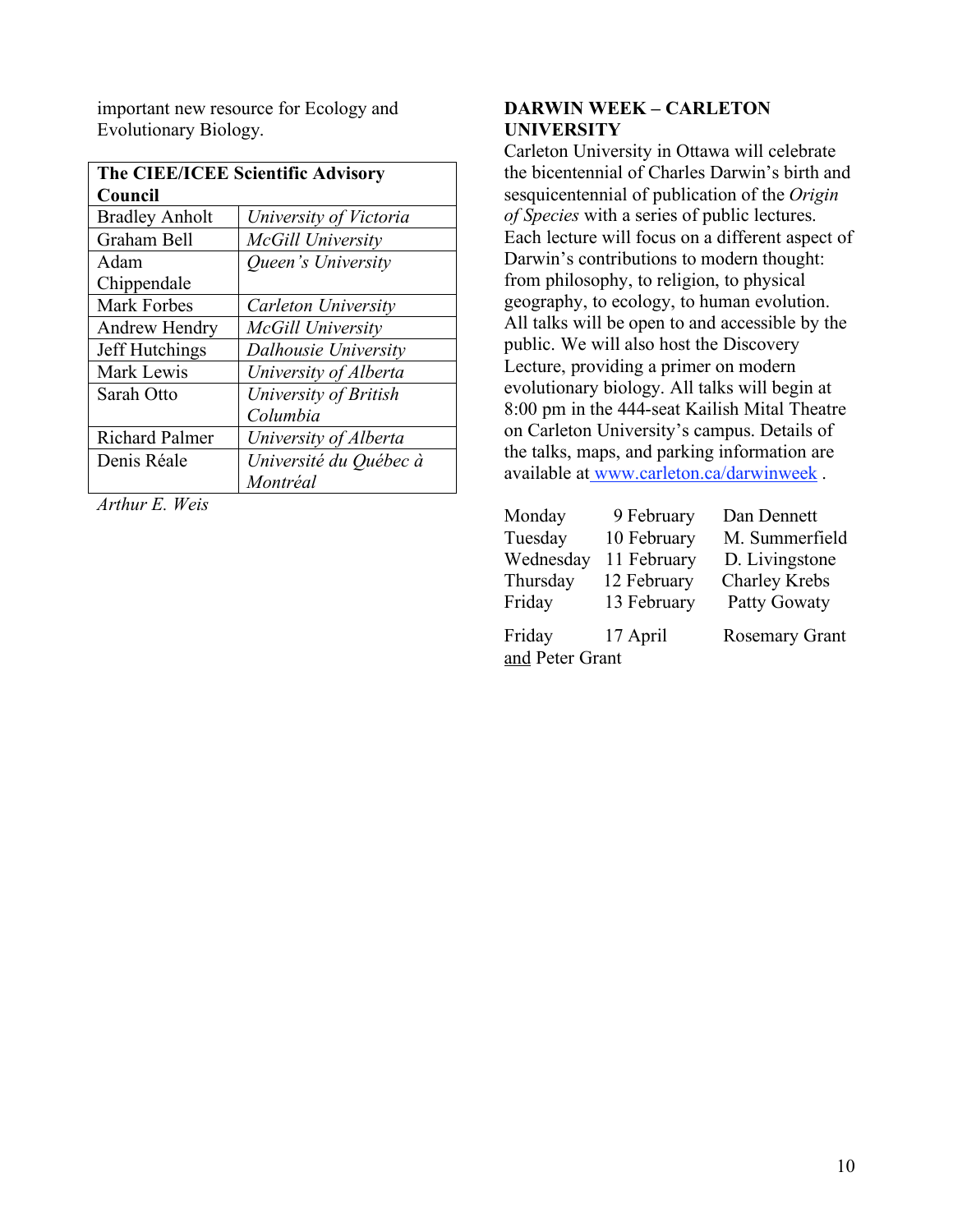important new resource for Ecology and Evolutionary Biology.

| The CIEE/ICEE Scientific Advisory Council | |
|---|---|
| Bradley Anholt | *University of Victoria* |
| Graham Bell | *McGill University* |
| Adam Chippendale | *Queen's University* |
| Mark Forbes | *Carleton University* |
| Andrew Hendry | *McGill University* |
| Jeff Hutchings | *Dalhousie University* |
| Mark Lewis | *University of Alberta* |
| Sarah Otto | *University of British Columbia* |
| Richard Palmer | *University of Alberta* |
| Denis Réale | *Université du Québec à Montréal* |

*Arthur E. Weis*

**DARWIN WEEK – CARLETON UNIVERSITY**

Carleton University in Ottawa will celebrate the bicentennial of Charles Darwin's birth and sesquicentennial of publication of the *Origin of Species* with a series of public lectures. Each lecture will focus on a different aspect of Darwin's contributions to modern thought: from philosophy, to religion, to physical geography, to ecology, to human evolution. All talks will be open to and accessible by the public. We will also host the Discovery Lecture, providing a primer on modern evolutionary biology. All talks will begin at 8:00 pm in the 444-seat Kailish Mital Theatre on Carleton University's campus. Details of the talks, maps, and parking information are available at www.carleton.ca/darwinweek .

| | | |
|---|---|---|
| Monday | 9 February | Dan Dennett |
| Tuesday | 10 February | M. Summerfield |
| Wednesday | 11 February | D. Livingstone |
| Thursday | 12 February | Charley Krebs |
| Friday | 13 February | Patty Gowaty |
| Friday | 17 April | Rosemary Grant and Peter Grant |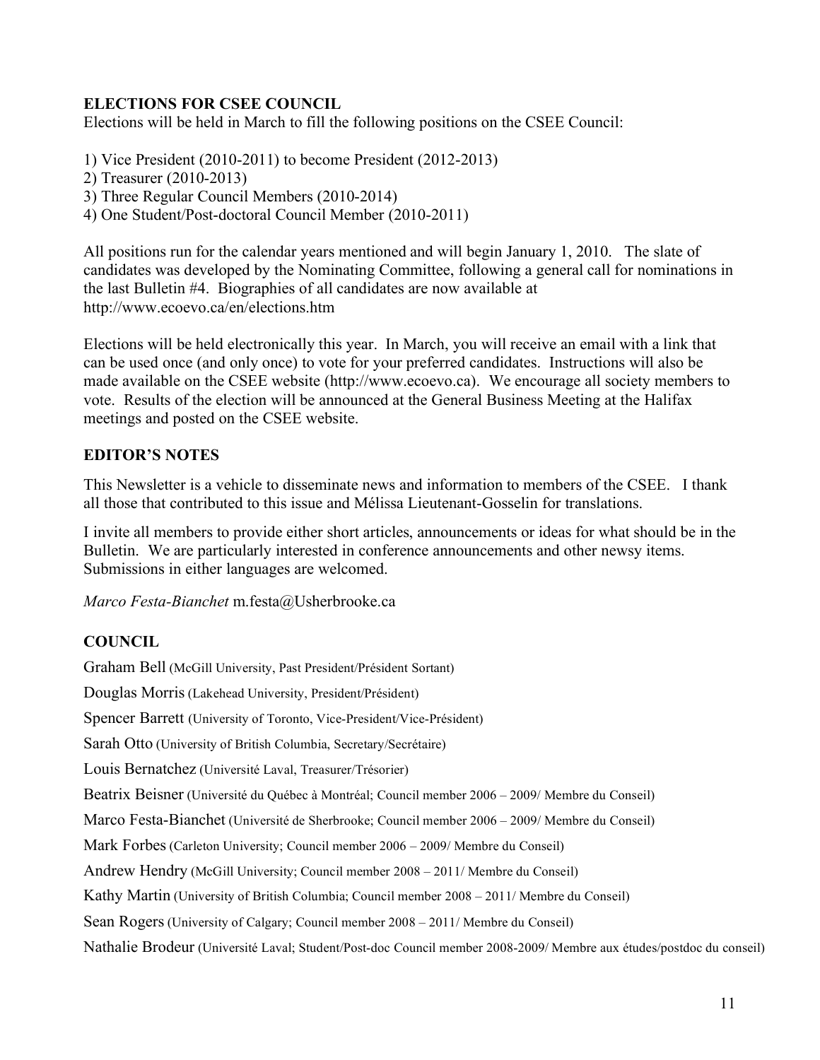## ELECTIONS FOR CSEE COUNCIL

Elections will be held in March to fill the following positions on the CSEE Council:

1) Vice President (2010-2011) to become President (2012-2013)
2) Treasurer (2010-2013)
3) Three Regular Council Members (2010-2014)
4) One Student/Post-doctoral Council Member (2010-2011)

All positions run for the calendar years mentioned and will begin January 1, 2010. The slate of candidates was developed by the Nominating Committee, following a general call for nominations in the last Bulletin #4. Biographies of all candidates are now available at http://www.ecoevo.ca/en/elections.htm

Elections will be held electronically this year. In March, you will receive an email with a link that can be used once (and only once) to vote for your preferred candidates. Instructions will also be made available on the CSEE website (http://www.ecoevo.ca). We encourage all society members to vote. Results of the election will be announced at the General Business Meeting at the Halifax meetings and posted on the CSEE website.

## EDITOR'S NOTES

This Newsletter is a vehicle to disseminate news and information to members of the CSEE. I thank all those that contributed to this issue and Mélissa Lieutenant-Gosselin for translations.

I invite all members to provide either short articles, announcements or ideas for what should be in the Bulletin. We are particularly interested in conference announcements and other newsy items. Submissions in either languages are welcomed.

*Marco Festa-Bianchet* m.festa@Usherbrooke.ca

## COUNCIL

Graham Bell (McGill University, Past President/Président Sortant)

Douglas Morris (Lakehead University, President/Président)

Spencer Barrett (University of Toronto, Vice-President/Vice-Président)

Sarah Otto (University of British Columbia, Secretary/Secrétaire)

Louis Bernatchez (Université Laval, Treasurer/Trésorier)

Beatrix Beisner (Université du Québec à Montréal; Council member 2006 – 2009/ Membre du Conseil)

Marco Festa-Bianchet (Université de Sherbrooke; Council member 2006 – 2009/ Membre du Conseil)

Mark Forbes (Carleton University; Council member 2006 – 2009/ Membre du Conseil)

Andrew Hendry (McGill University; Council member 2008 – 2011/ Membre du Conseil)

Kathy Martin (University of British Columbia; Council member 2008 – 2011/ Membre du Conseil)

Sean Rogers (University of Calgary; Council member 2008 – 2011/ Membre du Conseil)

Nathalie Brodeur (Université Laval; Student/Post-doc Council member 2008-2009/ Membre aux études/postdoc du conseil)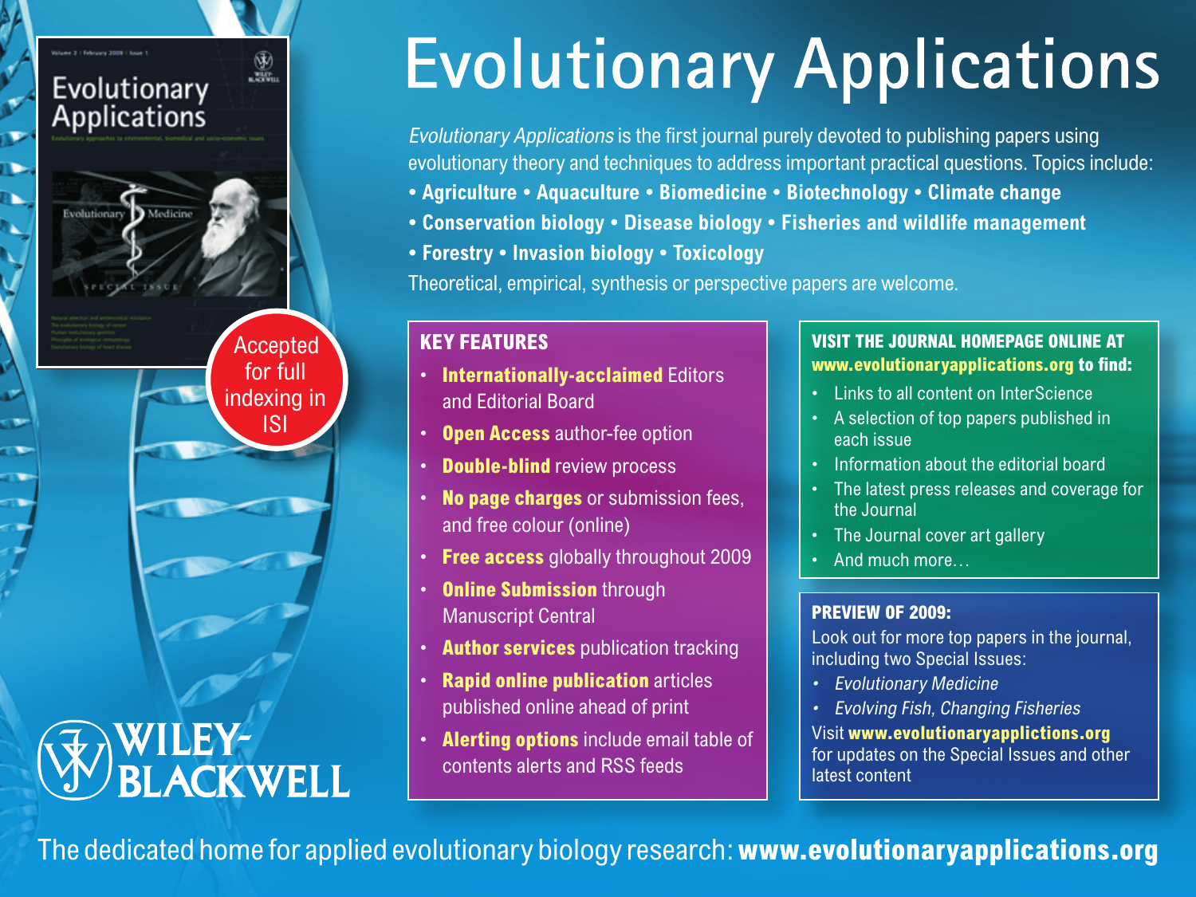# Evolutionary Applications

*Evolutionary Applications* is the first journal purely devoted to publishing papers using evolutionary theory and techniques to address important practical questions. Topics include:

**• Agriculture • Aquaculture • Biomedicine • Biotechnology • Climate change**
**• Conservation biology • Disease biology • Fisheries and wildlife management**
**• Forestry • Invasion biology • Toxicology**

Theoretical, empirical, synthesis or perspective papers are welcome.

Accepted for full indexing in ISI

## KEY FEATURES

- **Internationally-acclaimed** Editors and Editorial Board
- **Open Access** author-fee option
- **Double-blind** review process
- **No page charges** or submission fees, and free colour (online)
- **Free access** globally throughout 2009
- **Online Submission** through Manuscript Central
- **Author services** publication tracking
- **Rapid online publication** articles published online ahead of print
- **Alerting options** include email table of contents alerts and RSS feeds

## VISIT THE JOURNAL HOMEPAGE ONLINE AT www.evolutionaryapplications.org to find:

- Links to all content on InterScience
- A selection of top papers published in each issue
- Information about the editorial board
- The latest press releases and coverage for the Journal
- The Journal cover art gallery
- And much more…

## PREVIEW OF 2009:

Look out for more top papers in the journal, including two Special Issues:

- *Evolutionary Medicine*
- *Evolving Fish, Changing Fisheries*

Visit **www.evolutionaryapplictions.org** for updates on the Special Issues and other latest content

WILEY-BLACKWELL

The dedicated home for applied evolutionary biology research: **www.evolutionaryapplications.org**